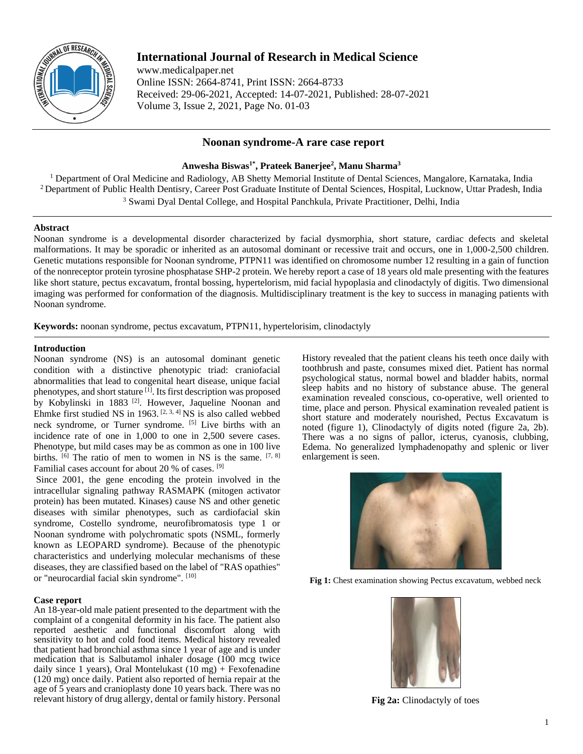# International Journal of Research in Medical Science

www.medicalpaper.net
Online ISSN: 2664-8741, Print ISSN: 2664-8733
Received: 29-06-2021, Accepted: 14-07-2021, Published: 28-07-2021
Volume 3, Issue 2, 2021, Page No. 01-03

## Noonan syndrome-A rare case report

**Anwesha Biswas[1*], Prateek Banerjee[2], Manu Sharma[3]**

[1] Department of Oral Medicine and Radiology, AB Shetty Memorial Institute of Dental Sciences, Mangalore, Karnataka, India
[2] Department of Public Health Dentisry, Career Post Graduate Institute of Dental Sciences, Hospital, Lucknow, Uttar Pradesh, India
[3] Swami Dyal Dental College, and Hospital Panchkula, Private Practitioner, Delhi, India

### Abstract

Noonan syndrome is a developmental disorder characterized by facial dysmorphia, short stature, cardiac defects and skeletal malformations. It may be sporadic or inherited as an autosomal dominant or recessive trait and occurs, one in 1,000-2,500 children. Genetic mutations responsible for Noonan syndrome, PTPN11 was identified on chromosome number 12 resulting in a gain of function of the nonreceptor protein tyrosine phosphatase SHP-2 protein. We hereby report a case of 18 years old male presenting with the features like short stature, pectus excavatum, frontal bossing, hypertelorism, mid facial hypoplasia and clinodactyly of digitis. Two dimensional imaging was performed for conformation of the diagnosis. Multidisciplinary treatment is the key to success in managing patients with Noonan syndrome.

**Keywords:** noonan syndrome, pectus excavatum, PTPN11, hypertelorisim, clinodactyly

### Introduction

Noonan syndrome (NS) is an autosomal dominant genetic condition with a distinctive phenotypic triad: craniofacial abnormalities that lead to congenital heart disease, unique facial phenotypes, and short stature [1]. Its first description was proposed by Kobylinski in 1883 [2]. However, Jaqueline Noonan and Ehmke first studied NS in 1963. [2, 3, 4] NS is also called webbed neck syndrome, or Turner syndrome. [5] Live births with an incidence rate of one in 1,000 to one in 2,500 severe cases. Phenotype, but mild cases may be as common as one in 100 live births. [6] The ratio of men to women in NS is the same. [7, 8] Familial cases account for about 20 % of cases. [9]

Since 2001, the gene encoding the protein involved in the intracellular signaling pathway RASMAPK (mitogen activator protein) has been mutated. Kinases) cause NS and other genetic diseases with similar phenotypes, such as cardiofacial skin syndrome, Costello syndrome, neurofibromatosis type 1 or Noonan syndrome with polychromatic spots (NSML, formerly known as LEOPARD syndrome). Because of the phenotypic characteristics and underlying molecular mechanisms of these diseases, they are classified based on the label of "RAS opathies" or "neurocardial facial skin syndrome". [10]

### Case report

An 18-year-old male patient presented to the department with the complaint of a congenital deformity in his face. The patient also reported aesthetic and functional discomfort along with sensitivity to hot and cold food items. Medical history revealed that patient had bronchial asthma since 1 year of age and is under medication that is Salbutamol inhaler dosage (100 mcg twice daily since 1 years), Oral Montelukast (10 mg) + Fexofenadine (120 mg) once daily. Patient also reported of hernia repair at the age of 5 years and cranioplasty done 10 years back. There was no relevant history of drug allergy, dental or family history. Personal History revealed that the patient cleans his teeth once daily with toothbrush and paste, consumes mixed diet. Patient has normal psychological status, normal bowel and bladder habits, normal sleep habits and no history of substance abuse. The general examination revealed conscious, co-operative, well oriented to time, place and person. Physical examination revealed patient is short stature and moderately nourished, Pectus Excavatum is noted (figure 1), Clinodactyly of digits noted (figure 2a, 2b). There was a no signs of pallor, icterus, cyanosis, clubbing, Edema. No generalized lymphadenopathy and splenic or liver enlargement is seen.

**Fig 1:** Chest examination showing Pectus excavatum, webbed neck

**Fig 2a:** Clinodactyly of toes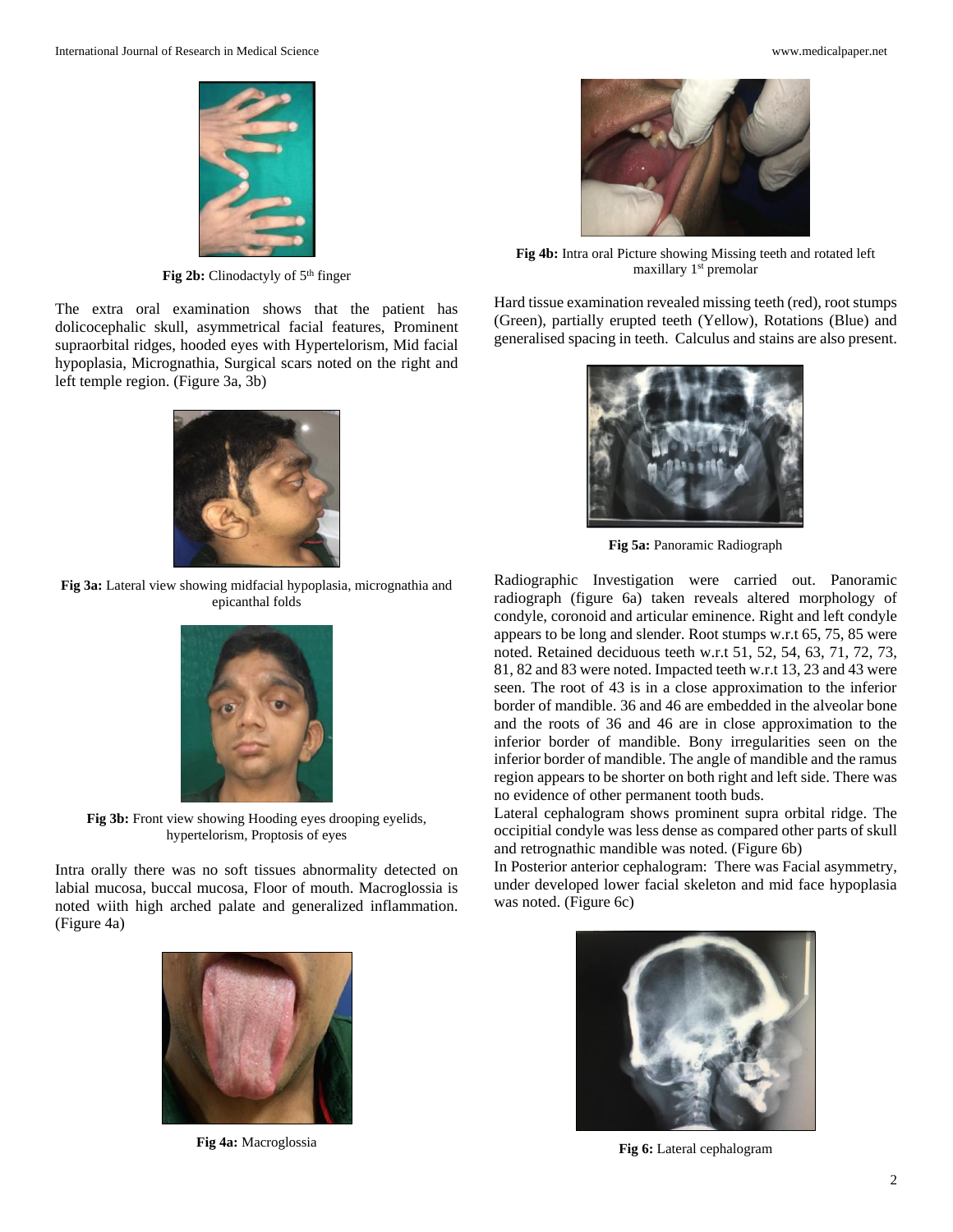**Fig 2b:** Clinodactyly of 5th finger

The extra oral examination shows that the patient has dolicocephalic skull, asymmetrical facial features, Prominent supraorbital ridges, hooded eyes with Hypertelorism, Mid facial hypoplasia, Micrognathia, Surgical scars noted on the right and left temple region. (Figure 3a, 3b)

**Fig 3a:** Lateral view showing midfacial hypoplasia, micrognathia and epicanthal folds

**Fig 3b:** Front view showing Hooding eyes drooping eyelids, hypertelorism, Proptosis of eyes

Intra orally there was no soft tissues abnormality detected on labial mucosa, buccal mucosa, Floor of mouth. Macroglossia is noted wiith high arched palate and generalized inflammation. (Figure 4a)

**Fig 4a:** Macroglossia

**Fig 4b:** Intra oral Picture showing Missing teeth and rotated left maxillary 1st premolar

Hard tissue examination revealed missing teeth (red), root stumps (Green), partially erupted teeth (Yellow), Rotations (Blue) and generalised spacing in teeth. Calculus and stains are also present.

**Fig 5a:** Panoramic Radiograph

Radiographic Investigation were carried out. Panoramic radiograph (figure 6a) taken reveals altered morphology of condyle, coronoid and articular eminence. Right and left condyle appears to be long and slender. Root stumps w.r.t 65, 75, 85 were noted. Retained deciduous teeth w.r.t 51, 52, 54, 63, 71, 72, 73, 81, 82 and 83 were noted. Impacted teeth w.r.t 13, 23 and 43 were seen. The root of 43 is in a close approximation to the inferior border of mandible. 36 and 46 are embedded in the alveolar bone and the roots of 36 and 46 are in close approximation to the inferior border of mandible. Bony irregularities seen on the inferior border of mandible. The angle of mandible and the ramus region appears to be shorter on both right and left side. There was no evidence of other permanent tooth buds.

Lateral cephalogram shows prominent supra orbital ridge. The occipitial condyle was less dense as compared other parts of skull and retrognathic mandible was noted. (Figure 6b)

In Posterior anterior cephalogram: There was Facial asymmetry, under developed lower facial skeleton and mid face hypoplasia was noted. (Figure 6c)

**Fig 6:** Lateral cephalogram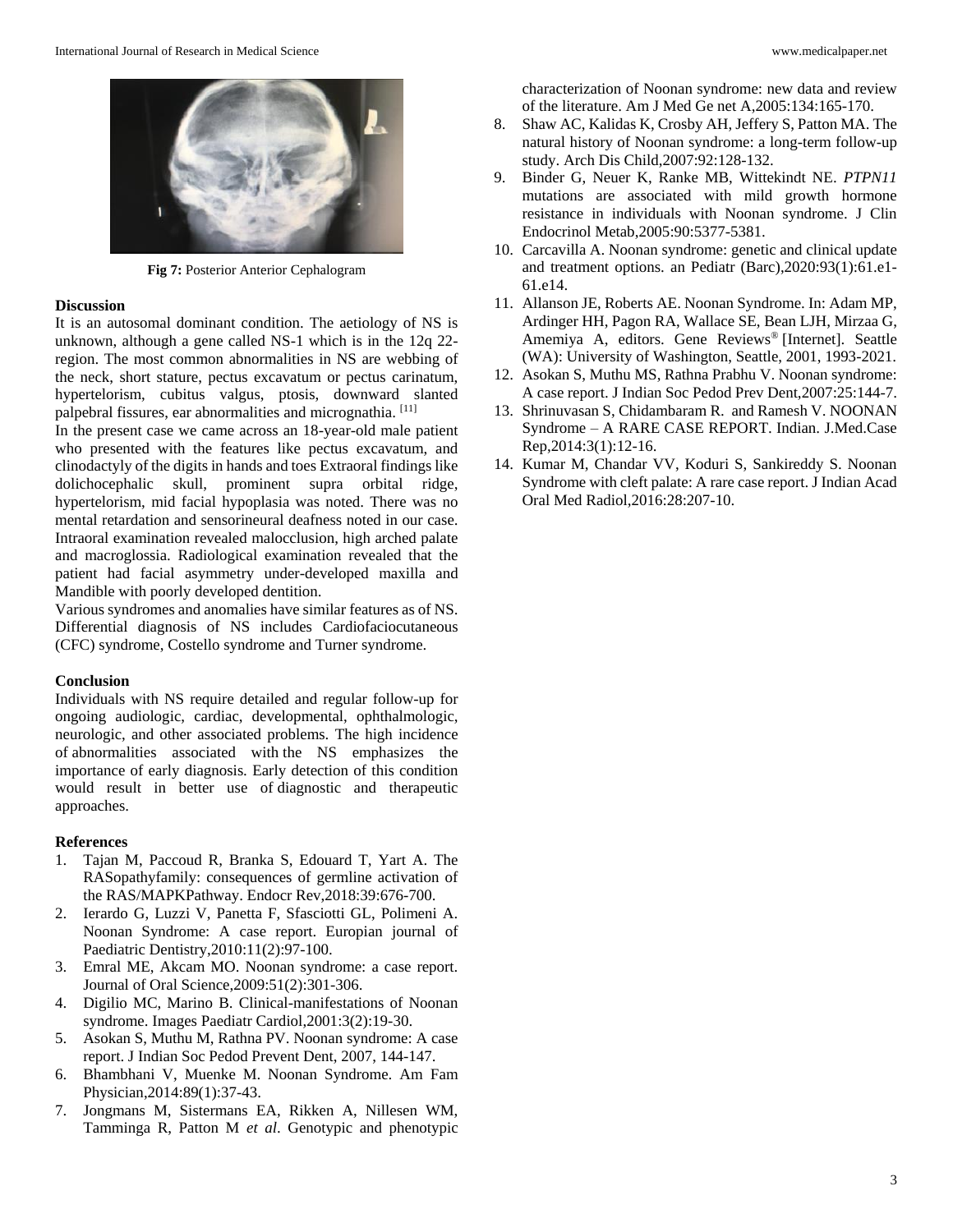Fig 7: Posterior Anterior Cephalogram

## Discussion

It is an autosomal dominant condition. The aetiology of NS is unknown, although a gene called NS-1 which is in the 12q 22-region. The most common abnormalities in NS are webbing of the neck, short stature, pectus excavatum or pectus carinatum, hypertelorism, cubitus valgus, ptosis, downward slanted palpebral fissures, ear abnormalities and micrognathia. [11]

In the present case we came across an 18-year-old male patient who presented with the features like pectus excavatum, and clinodactyly of the digits in hands and toes Extraoral findings like dolichocephalic skull, prominent supra orbital ridge, hypertelorism, mid facial hypoplasia was noted. There was no mental retardation and sensorineural deafness noted in our case. Intraoral examination revealed malocclusion, high arched palate and macroglossia. Radiological examination revealed that the patient had facial asymmetry under-developed maxilla and Mandible with poorly developed dentition.

Various syndromes and anomalies have similar features as of NS. Differential diagnosis of NS includes Cardiofaciocutaneous (CFC) syndrome, Costello syndrome and Turner syndrome.

## Conclusion

Individuals with NS require detailed and regular follow-up for ongoing audiologic, cardiac, developmental, ophthalmologic, neurologic, and other associated problems. The high incidence of abnormalities associated with the NS emphasizes the importance of early diagnosis. Early detection of this condition would result in better use of diagnostic and therapeutic approaches.

## References

1. Tajan M, Paccoud R, Branka S, Edouard T, Yart A. The RASopathyfamily: consequences of germline activation of the RAS/MAPKPathway. Endocr Rev,2018:39:676-700.
2. Ierardo G, Luzzi V, Panetta F, Sfasciotti GL, Polimeni A. Noonan Syndrome: A case report. Europian journal of Paediatric Dentistry,2010:11(2):97-100.
3. Emral ME, Akcam MO. Noonan syndrome: a case report. Journal of Oral Science,2009:51(2):301-306.
4. Digilio MC, Marino B. Clinical-manifestations of Noonan syndrome. Images Paediatr Cardiol,2001:3(2):19-30.
5. Asokan S, Muthu M, Rathna PV. Noonan syndrome: A case report. J Indian Soc Pedod Prevent Dent, 2007, 144-147.
6. Bhambhani V, Muenke M. Noonan Syndrome. Am Fam Physician,2014:89(1):37-43.
7. Jongmans M, Sistermans EA, Rikken A, Nillesen WM, Tamminga R, Patton M *et al*. Genotypic and phenotypic characterization of Noonan syndrome: new data and review of the literature. Am J Med Ge net A,2005:134:165-170.
8. Shaw AC, Kalidas K, Crosby AH, Jeffery S, Patton MA. The natural history of Noonan syndrome: a long-term follow-up study. Arch Dis Child,2007:92:128-132.
9. Binder G, Neuer K, Ranke MB, Wittekindt NE. *PTPN11* mutations are associated with mild growth hormone resistance in individuals with Noonan syndrome. J Clin Endocrinol Metab,2005:90:5377-5381.
10. Carcavilla A. Noonan syndrome: genetic and clinical update and treatment options. an Pediatr (Barc),2020:93(1):61.e1-61.e14.
11. Allanson JE, Roberts AE. Noonan Syndrome. In: Adam MP, Ardinger HH, Pagon RA, Wallace SE, Bean LJH, Mirzaa G, Amemiya A, editors. Gene Reviews® [Internet]. Seattle (WA): University of Washington, Seattle, 2001, 1993-2021.
12. Asokan S, Muthu MS, Rathna Prabhu V. Noonan syndrome: A case report. J Indian Soc Pedod Prev Dent,2007:25:144-7.
13. Shrinuvasan S, Chidambaram R. and Ramesh V. NOONAN Syndrome – A RARE CASE REPORT. Indian. J.Med.Case Rep,2014:3(1):12-16.
14. Kumar M, Chandar VV, Koduri S, Sankireddy S. Noonan Syndrome with cleft palate: A rare case report. J Indian Acad Oral Med Radiol,2016:28:207-10.